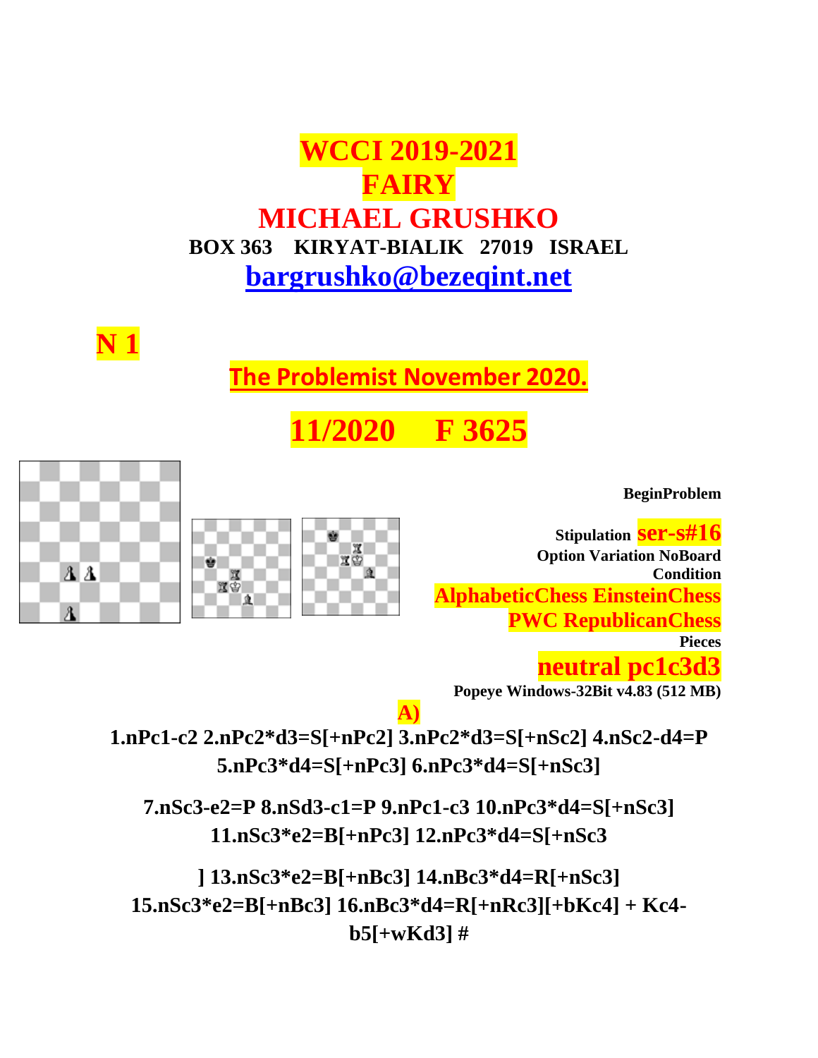# WCCI 2019-2021

# FAIRY

# MICHAEL GRUSHKO

**BOX 363 KIRYAT-BIALIK 27019 ISRAEL**

**bargrushko@bezeqint.net**

## N 1

**The Problemist November 2020.**

**11/2020 F 3625**

**BeginProblem**

**Stipulation ser-s#16**
**Option Variation NoBoard**
**Condition**
**AlphabeticChess EinsteinChess**
**PWC RepublicanChess**
**Pieces**
**neutral pc1c3d3**
**Popeye Windows-32Bit v4.83 (512 MB)**

**A)**

**1.nPc1-c2 2.nPc2*d3=S[+nPc2] 3.nPc2*d3=S[+nSc2] 4.nSc2-d4=P 5.nPc3*d4=S[+nPc3] 6.nPc3*d4=S[+nSc3]**

**7.nSc3-e2=P 8.nSd3-c1=P 9.nPc1-c3 10.nPc3*d4=S[+nSc3] 11.nSc3*e2=B[+nPc3] 12.nPc3*d4=S[+nSc3**

**] 13.nSc3*e2=B[+nBc3] 14.nBc3*d4=R[+nSc3] 15.nSc3*e2=B[+nBc3] 16.nBc3*d4=R[+nRc3][+bKc4] + Kc4-b5[+wKd3] #**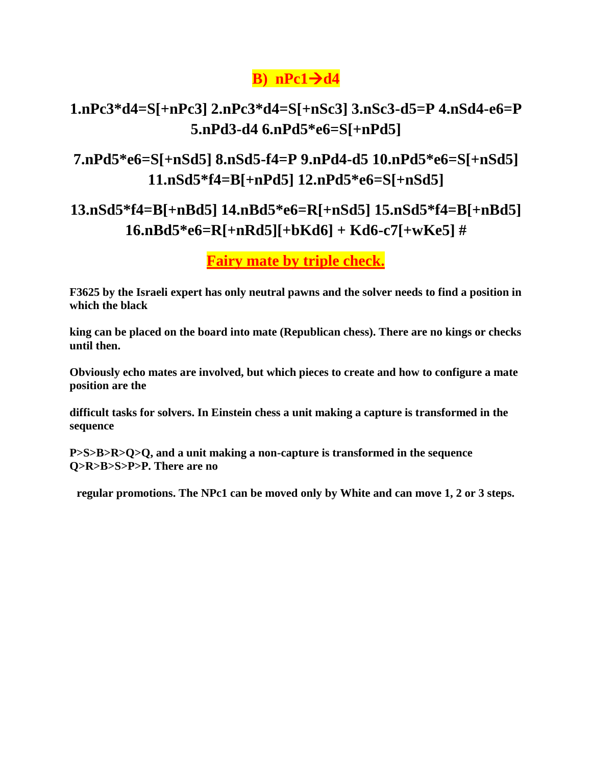## B) nPc1→d4

**1.nPc3*d4=S[+nPc3] 2.nPc3*d4=S[+nSc3] 3.nSc3-d5=P 4.nSd4-e6=P 5.nPd3-d4 6.nPd5*e6=S[+nPd5]**

**7.nPd5*e6=S[+nSd5] 8.nSd5-f4=P 9.nPd4-d5 10.nPd5*e6=S[+nSd5] 11.nSd5*f4=B[+nPd5] 12.nPd5*e6=S[+nSd5]**

**13.nSd5*f4=B[+nBd5] 14.nBd5*e6=R[+nSd5] 15.nSd5*f4=B[+nBd5] 16.nBd5*e6=R[+nRd5][+bKd6] + Kd6-c7[+wKe5] #**

**Fairy mate by triple check.**

**F3625 by the Israeli expert has only neutral pawns and the solver needs to find a position in which the black**

**king can be placed on the board into mate (Republican chess). There are no kings or checks until then.**

**Obviously echo mates are involved, but which pieces to create and how to configure a mate position are the**

**difficult tasks for solvers. In Einstein chess a unit making a capture is transformed in the sequence**

**P>S>B>R>Q>Q, and a unit making a non-capture is transformed in the sequence Q>R>B>S>P>P. There are no**

**regular promotions. The NPc1 can be moved only by White and can move 1, 2 or 3 steps.**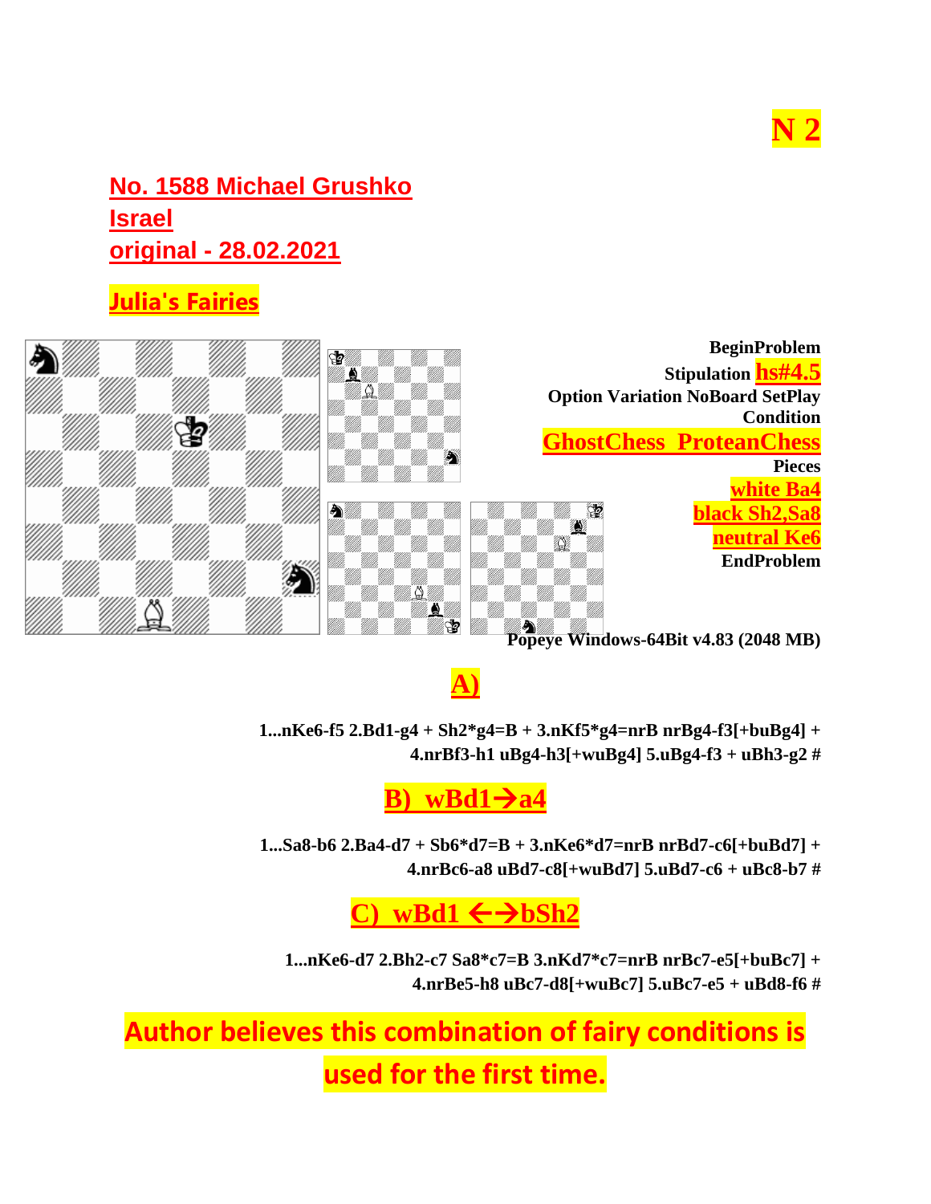# N 2

## No. 1588 Michael Grushko
## Israel
## original - 28.02.2021

**Julia's Fairies**

**BeginProblem**
**Stipulation hs#4.5**
**Option Variation NoBoard SetPlay**
**Condition**
**GhostChess ProteanChess**
**Pieces**
**white Ba4**
**black Sh2,Sa8**
**neutral Ke6**
**EndProblem**

**Popeye Windows-64Bit v4.83 (2048 MB)**

## A)

**1...nKe6-f5 2.Bd1-g4 + Sh2*g4=B + 3.nKf5*g4=nrB nrBg4-f3[+buBg4] + 4.nrBf3-h1 uBg4-h3[+wuBg4] 5.uBg4-f3 + uBh3-g2 #**

## B) wBd1→a4

**1...Sa8-b6 2.Ba4-d7 + Sb6*d7=B + 3.nKe6*d7=nrB nrBd7-c6[+buBd7] + 4.nrBc6-a8 uBd7-c8[+wuBd7] 5.uBd7-c6 + uBc8-b7 #**

## C) wBd1 ←→bSh2

**1...nKe6-d7 2.Bh2-c7 Sa8*c7=B 3.nKd7*c7=nrB nrBc7-e5[+buBc7] + 4.nrBe5-h8 uBc7-d8[+wuBc7] 5.uBc7-e5 + uBd8-f6 #**

**Author believes this combination of fairy conditions is used for the first time.**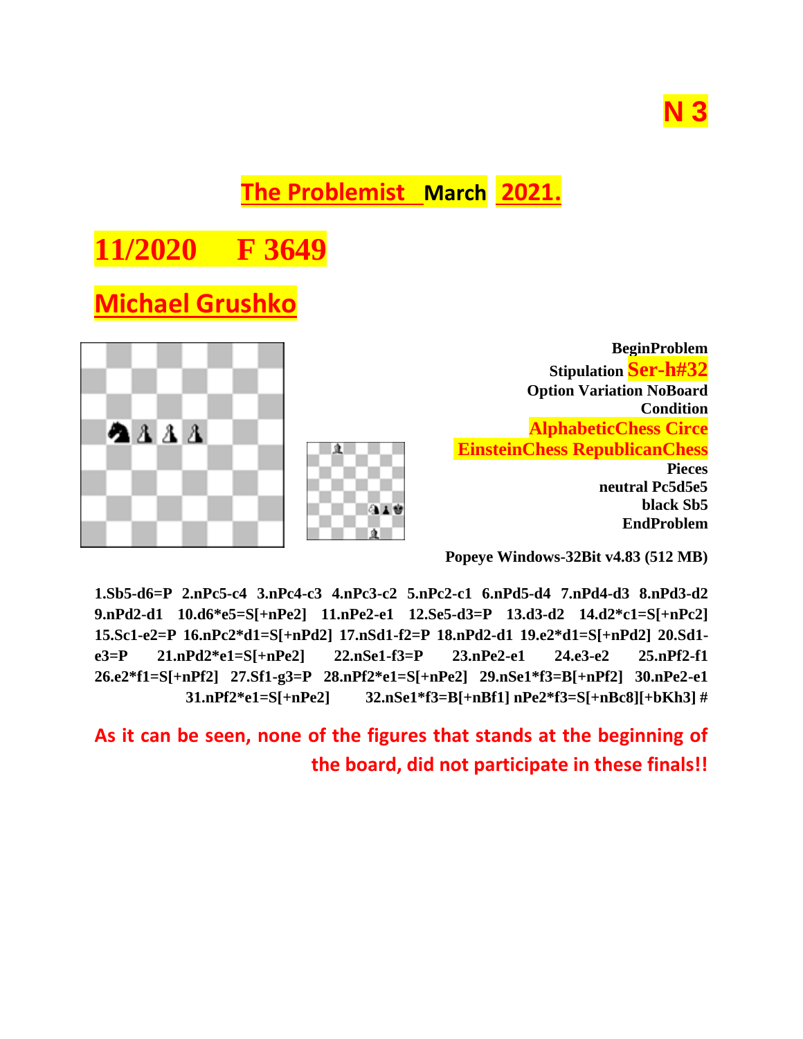# N 3

## The Problemist March 2021.

## 11/2020 F 3649

## Michael Grushko

**BeginProblem**
**Stipulation Ser-h#32**
**Option Variation NoBoard**
**Condition**
**AlphabeticChess Circe EinsteinChess RepublicanChess**
**Pieces**
**neutral Pc5d5e5**
**black Sb5**
**EndProblem**

**Popeye Windows-32Bit v4.83 (512 MB)**

**1.Sb5-d6=P 2.nPc5-c4 3.nPc4-c3 4.nPc3-c2 5.nPc2-c1 6.nPd5-d4 7.nPd4-d3 8.nPd3-d2 9.nPd2-d1 10.d6*e5=S[+nPe2] 11.nPe2-e1 12.Se5-d3=P 13.d3-d2 14.d2*c1=S[+nPc2] 15.Sc1-e2=P 16.nPc2*d1=S[+nPd2] 17.nSd1-f2=P 18.nPd2-d1 19.e2*d1=S[+nPd2] 20.Sd1-e3=P 21.nPd2*e1=S[+nPe2] 22.nSe1-f3=P 23.nPe2-e1 24.e3-e2 25.nPf2-f1 26.e2*f1=S[+nPf2] 27.Sf1-g3=P 28.nPf2*e1=S[+nPe2] 29.nSe1*f3=B[+nPf2] 30.nPe2-e1 31.nPf2*e1=S[+nPe2] 32.nSe1*f3=B[+nBf1] nPe2*f3=S[+nBc8][+bKh3] #**

**As it can be seen, none of the figures that stands at the beginning of the board, did not participate in these finals!!**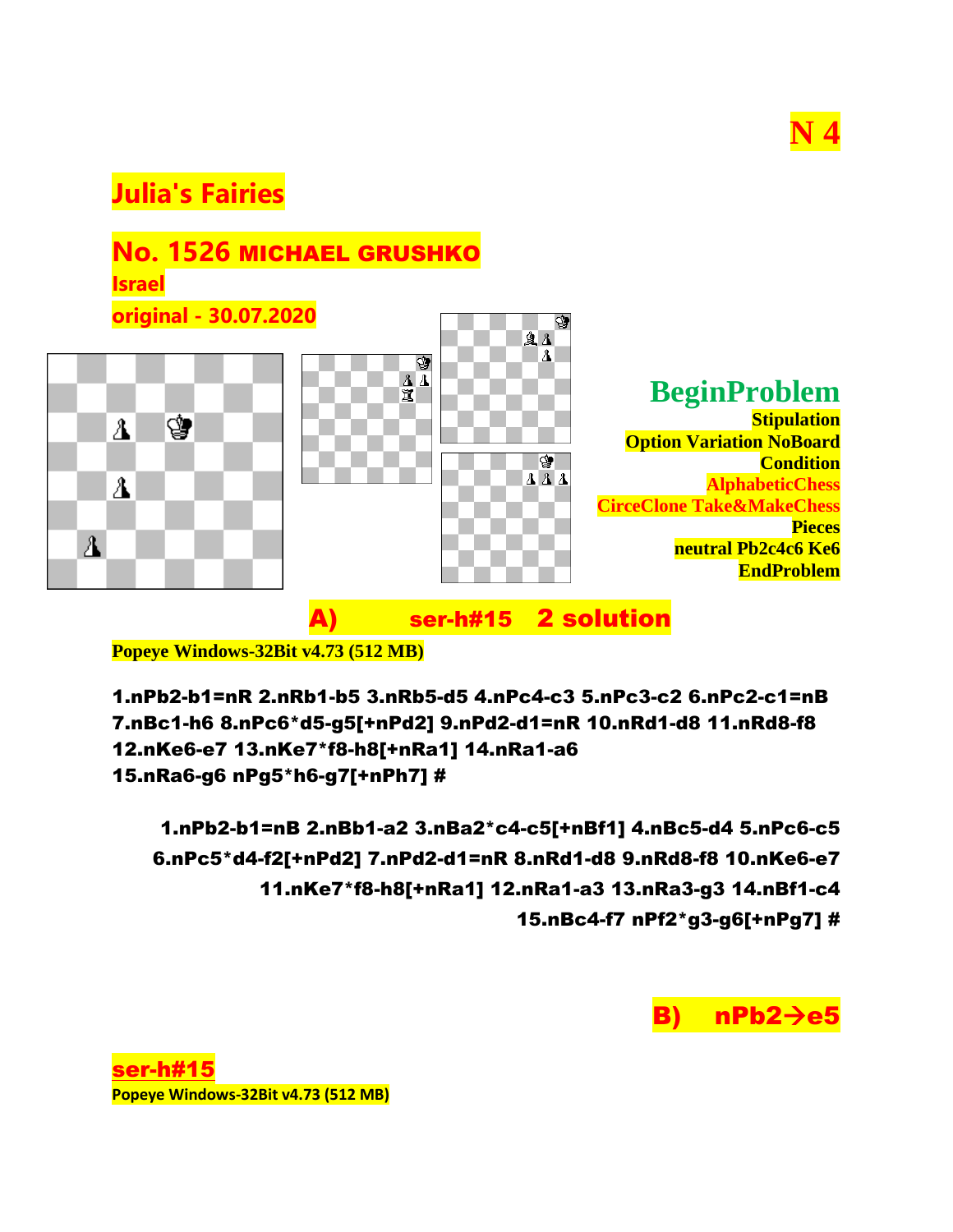# N 4

## Julia's Fairies

## No. 1526 MICHAEL GRUSHKO

**Israel**

**original - 30.07.2020**

**BeginProblem**
**Stipulation**
**Option Variation NoBoard**
**Condition**
**AlphabeticChess**
**CirceClone Take&MakeChess**
**Pieces**
**neutral Pb2c4c6 Ke6**
**EndProblem**

**A) ser-h#15 2 solution**

**Popeye Windows-32Bit v4.73 (512 MB)**

**1.nPb2-b1=nR 2.nRb1-b5 3.nRb5-d5 4.nPc4-c3 5.nPc3-c2 6.nPc2-c1=nB 7.nBc1-h6 8.nPc6*d5-g5[+nPd2] 9.nPd2-d1=nR 10.nRd1-d8 11.nRd8-f8 12.nKe6-e7 13.nKe7*f8-h8[+nRa1] 14.nRa1-a6 15.nRa6-g6 nPg5*h6-g7[+nPh7] #**

**1.nPb2-b1=nB 2.nBb1-a2 3.nBa2*c4-c5[+nBf1] 4.nBc5-d4 5.nPc6-c5 6.nPc5*d4-f2[+nPd2] 7.nPd2-d1=nR 8.nRd1-d8 9.nRd8-f8 10.nKe6-e7 11.nKe7*f8-h8[+nRa1] 12.nRa1-a3 13.nRa3-g3 14.nBf1-c4 15.nBc4-f7 nPf2*g3-g6[+nPg7] #**

**B) nPb2→e5**

**ser-h#15**

**Popeye Windows-32Bit v4.73 (512 MB)**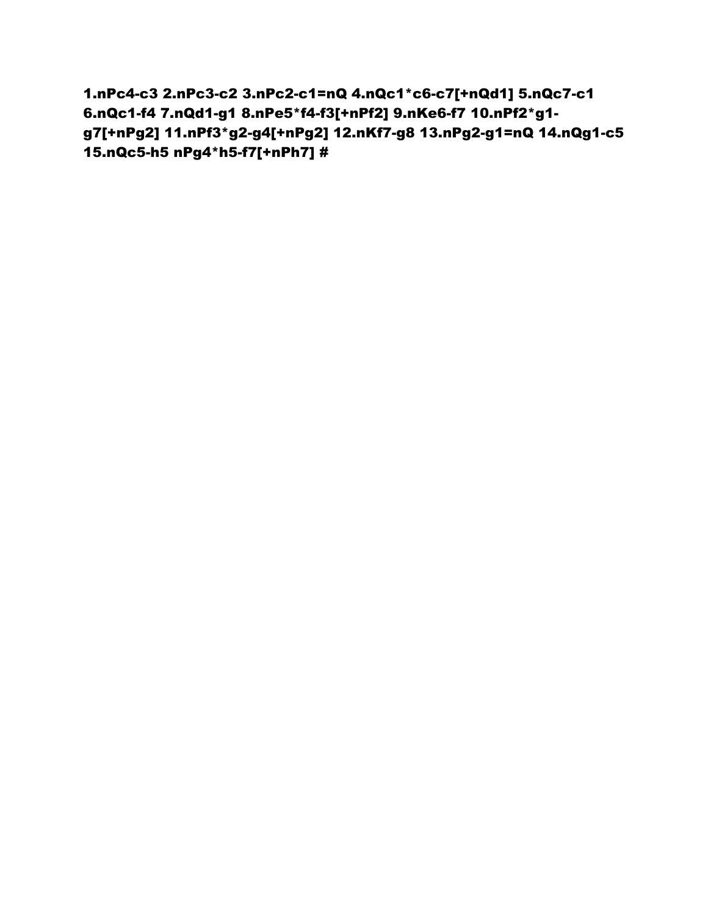**1.nPc4-c3 2.nPc3-c2 3.nPc2-c1=nQ 4.nQc1*c6-c7[+nQd1] 5.nQc7-c1 6.nQc1-f4 7.nQd1-g1 8.nPe5*f4-f3[+nPf2] 9.nKe6-f7 10.nPf2*g1-g7[+nPg2] 11.nPf3*g2-g4[+nPg2] 12.nKf7-g8 13.nPg2-g1=nQ 14.nQg1-c5 15.nQc5-h5 nPg4*h5-f7[+nPh7] #**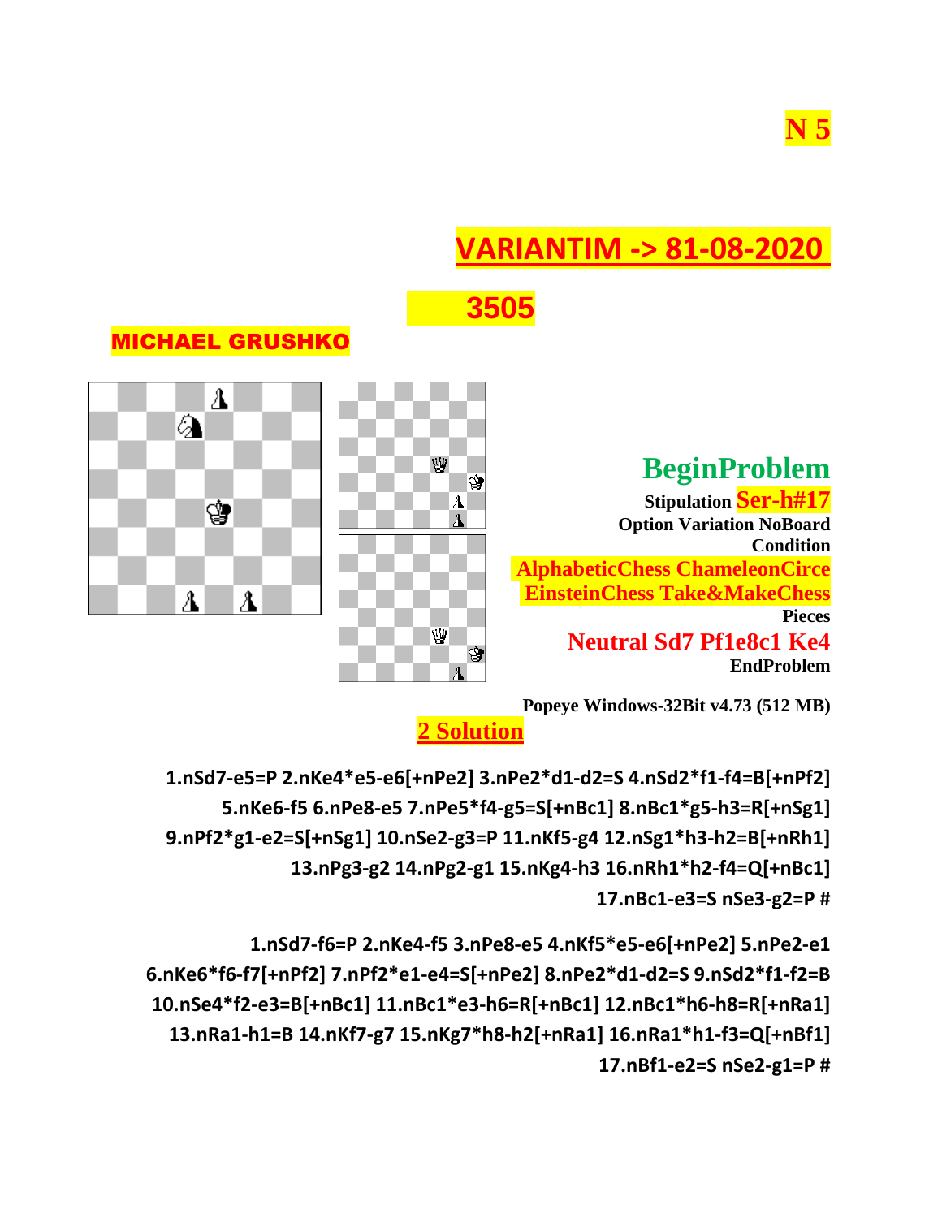**N 5**

## VARIANTIM -> 81-08-2020

## 3505

**MICHAEL GRUSHKO**

**BeginProblem**

**Stipulation Ser-h#17**

**Option Variation NoBoard**

**Condition**

**AlphabeticChess ChameleonCirce EinsteinChess Take&MakeChess**

**Pieces**

**Neutral Sd7 Pf1e8c1 Ke4**

**EndProblem**

**Popeye Windows-32Bit v4.73 (512 MB)**

**2 Solution**

**1.nSd7-e5=P 2.nKe4*e5-e6[+nPe2] 3.nPe2*d1-d2=S 4.nSd2*f1-f4=B[+nPf2] 5.nKe6-f5 6.nPe8-e5 7.nPe5*f4-g5=S[+nBc1] 8.nBc1*g5-h3=R[+nSg1] 9.nPf2*g1-e2=S[+nSg1] 10.nSe2-g3=P 11.nKf5-g4 12.nSg1*h3-h2=B[+nRh1] 13.nPg3-g2 14.nPg2-g1 15.nKg4-h3 16.nRh1*h2-f4=Q[+nBc1] 17.nBc1-e3=S nSe3-g2=P #**

**1.nSd7-f6=P 2.nKe4-f5 3.nPe8-e5 4.nKf5*e5-e6[+nPe2] 5.nPe2-e1 6.nKe6*f6-f7[+nPf2] 7.nPf2*e1-e4=S[+nPe2] 8.nPe2*d1-d2=S 9.nSd2*f1-f2=B 10.nSe4*f2-e3=B[+nBc1] 11.nBc1*e3-h6=R[+nBc1] 12.nBc1*h6-h8=R[+nRa1] 13.nRa1-h1=B 14.nKf7-g7 15.nKg7*h8-h2[+nRa1] 16.nRa1*h1-f3=Q[+nBf1] 17.nBf1-e2=S nSe2-g1=P #**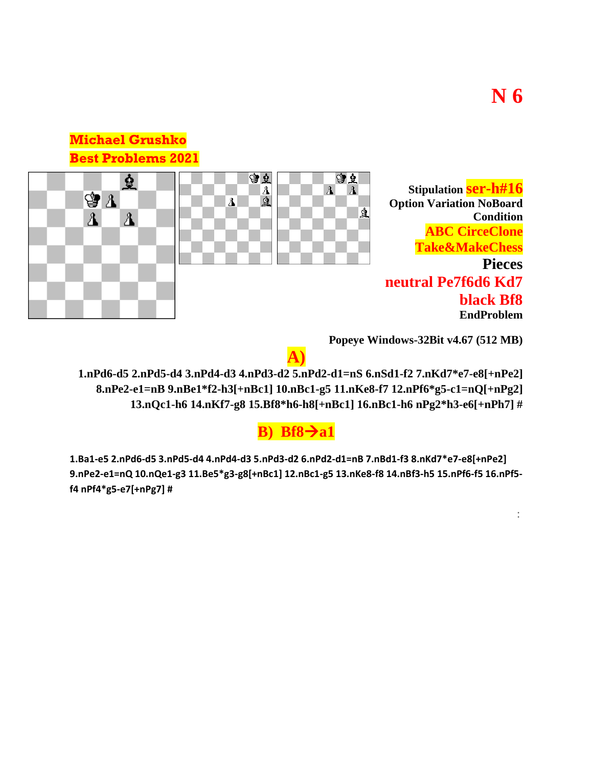# N 6

**Michael Grushko**
**Best Problems 2021**

Stipulation **ser-h#16**
Option Variation NoBoard
Condition
**ABC CirceClone**
**Take&MakeChess**
**Pieces**
**neutral Pe7f6d6 Kd7**
**black Bf8**
EndProblem

**Popeye Windows-32Bit v4.67 (512 MB)**

## A)

**1.nPd6-d5 2.nPd5-d4 3.nPd4-d3 4.nPd3-d2 5.nPd2-d1=nS 6.nSd1-f2 7.nKd7*e7-e8[+nPe2] 8.nPe2-e1=nB 9.nBe1*f2-h3[+nBc1] 10.nBc1-g5 11.nKe8-f7 12.nPf6*g5-c1=nQ[+nPg2] 13.nQc1-h6 14.nKf7-g8 15.Bf8*h6-h8[+nBc1] 16.nBc1-h6 nPg2*h3-e6[+nPh7] #**

## B) Bf8→a1

**1.Ba1-e5 2.nPd6-d5 3.nPd5-d4 4.nPd4-d3 5.nPd3-d2 6.nPd2-d1=nB 7.nBd1-f3 8.nKd7*e7-e8[+nPe2] 9.nPe2-e1=nQ 10.nQe1-g3 11.Be5*g3-g8[+nBc1] 12.nBc1-g5 13.nKe8-f8 14.nBf3-h5 15.nPf6-f5 16.nPf5-f4 nPf4*g5-e7[+nPg7] #**